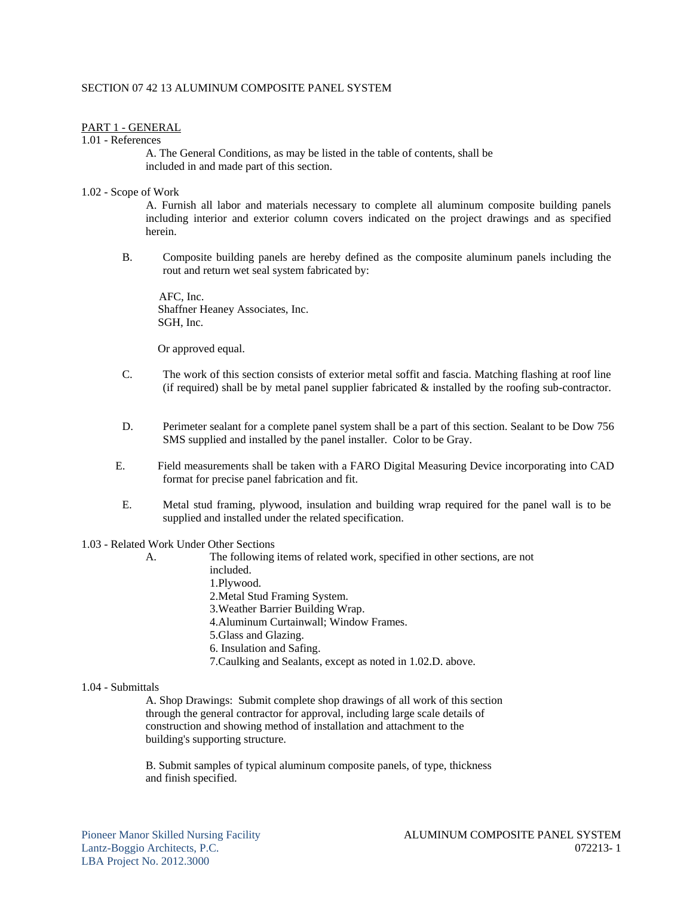# SECTION 07 42 13 ALUMINUM COMPOSITE PANEL SYSTEM

## PART 1 - GENERAL

1.01 - References

A. The General Conditions, as may be listed in the table of contents, shall be included in and made part of this section.

1.02 - Scope of Work

A. Furnish all labor and materials necessary to complete all aluminum composite building panels including interior and exterior column covers indicated on the project drawings and as specified herein.

B. Composite building panels are hereby defined as the composite aluminum panels including the rout and return wet seal system fabricated by:

AFC, Inc.
Shaffner Heaney Associates, Inc.
SGH, Inc.

Or approved equal.

C. The work of this section consists of exterior metal soffit and fascia. Matching flashing at roof line (if required) shall be by metal panel supplier fabricated & installed by the roofing sub-contractor.

D. Perimeter sealant for a complete panel system shall be a part of this section. Sealant to be Dow 756 SMS supplied and installed by the panel installer. Color to be Gray.

E. Field measurements shall be taken with a FARO Digital Measuring Device incorporating into CAD format for precise panel fabrication and fit.

E. Metal stud framing, plywood, insulation and building wrap required for the panel wall is to be supplied and installed under the related specification.

1.03 - Related Work Under Other Sections

A. The following items of related work, specified in other sections, are not included.

1. Plywood.
2. Metal Stud Framing System.
3. Weather Barrier Building Wrap.
4. Aluminum Curtainwall; Window Frames.
5. Glass and Glazing.
6. Insulation and Safing.
7. Caulking and Sealants, except as noted in 1.02.D. above.

1.04 - Submittals

A. Shop Drawings: Submit complete shop drawings of all work of this section through the general contractor for approval, including large scale details of construction and showing method of installation and attachment to the building's supporting structure.

B. Submit samples of typical aluminum composite panels, of type, thickness and finish specified.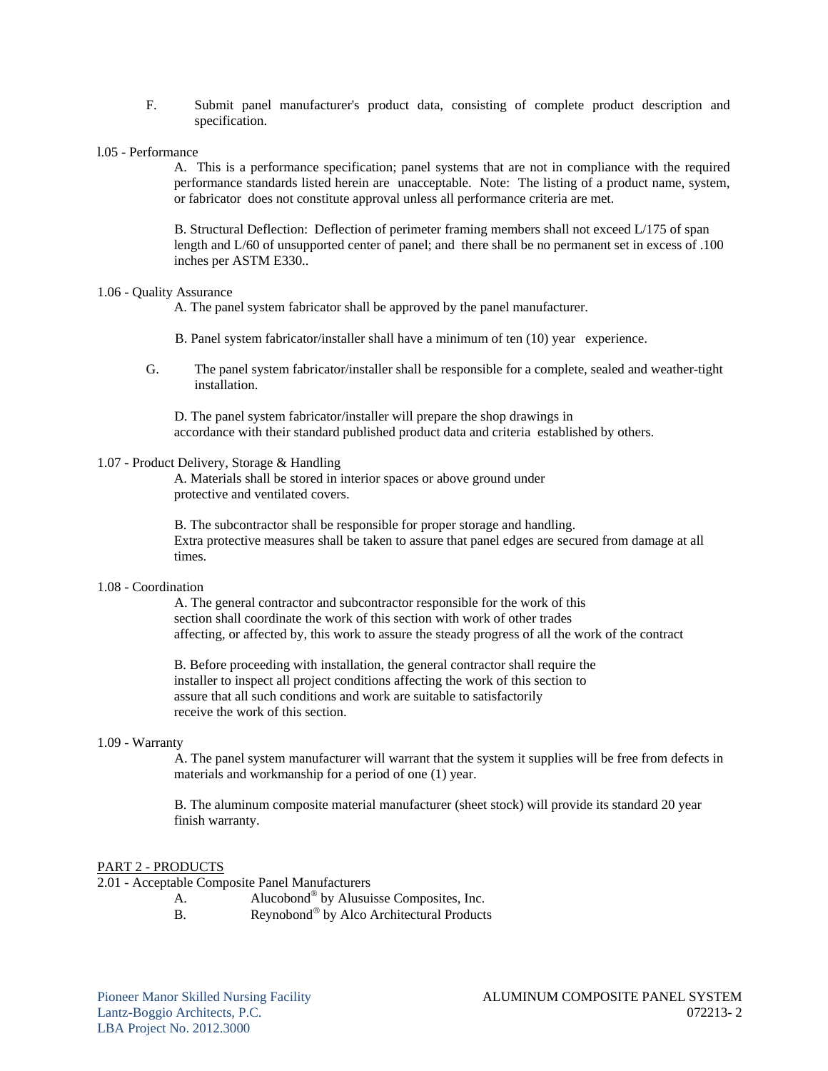F. Submit panel manufacturer's product data, consisting of complete product description and specification.

l.05 - Performance

A. This is a performance specification; panel systems that are not in compliance with the required performance standards listed herein are unacceptable. Note: The listing of a product name, system, or fabricator does not constitute approval unless all performance criteria are met.

B. Structural Deflection: Deflection of perimeter framing members shall not exceed L/175 of span length and L/60 of unsupported center of panel; and there shall be no permanent set in excess of .100 inches per ASTM E330..

1.06 - Quality Assurance

A. The panel system fabricator shall be approved by the panel manufacturer.

B. Panel system fabricator/installer shall have a minimum of ten (10) year experience.

G. The panel system fabricator/installer shall be responsible for a complete, sealed and weather-tight installation.

D. The panel system fabricator/installer will prepare the shop drawings in accordance with their standard published product data and criteria established by others.

1.07 - Product Delivery, Storage & Handling

A. Materials shall be stored in interior spaces or above ground under protective and ventilated covers.

B. The subcontractor shall be responsible for proper storage and handling. Extra protective measures shall be taken to assure that panel edges are secured from damage at all times.

1.08 - Coordination

A. The general contractor and subcontractor responsible for the work of this section shall coordinate the work of this section with work of other trades affecting, or affected by, this work to assure the steady progress of all the work of the contract

B. Before proceeding with installation, the general contractor shall require the installer to inspect all project conditions affecting the work of this section to assure that all such conditions and work are suitable to satisfactorily receive the work of this section.

1.09 - Warranty

A. The panel system manufacturer will warrant that the system it supplies will be free from defects in materials and workmanship for a period of one (1) year.

B. The aluminum composite material manufacturer (sheet stock) will provide its standard 20 year finish warranty.

PART 2 - PRODUCTS

2.01 - Acceptable Composite Panel Manufacturers

A. Alucobond® by Alusuisse Composites, Inc.

B. Reynobond® by Alco Architectural Products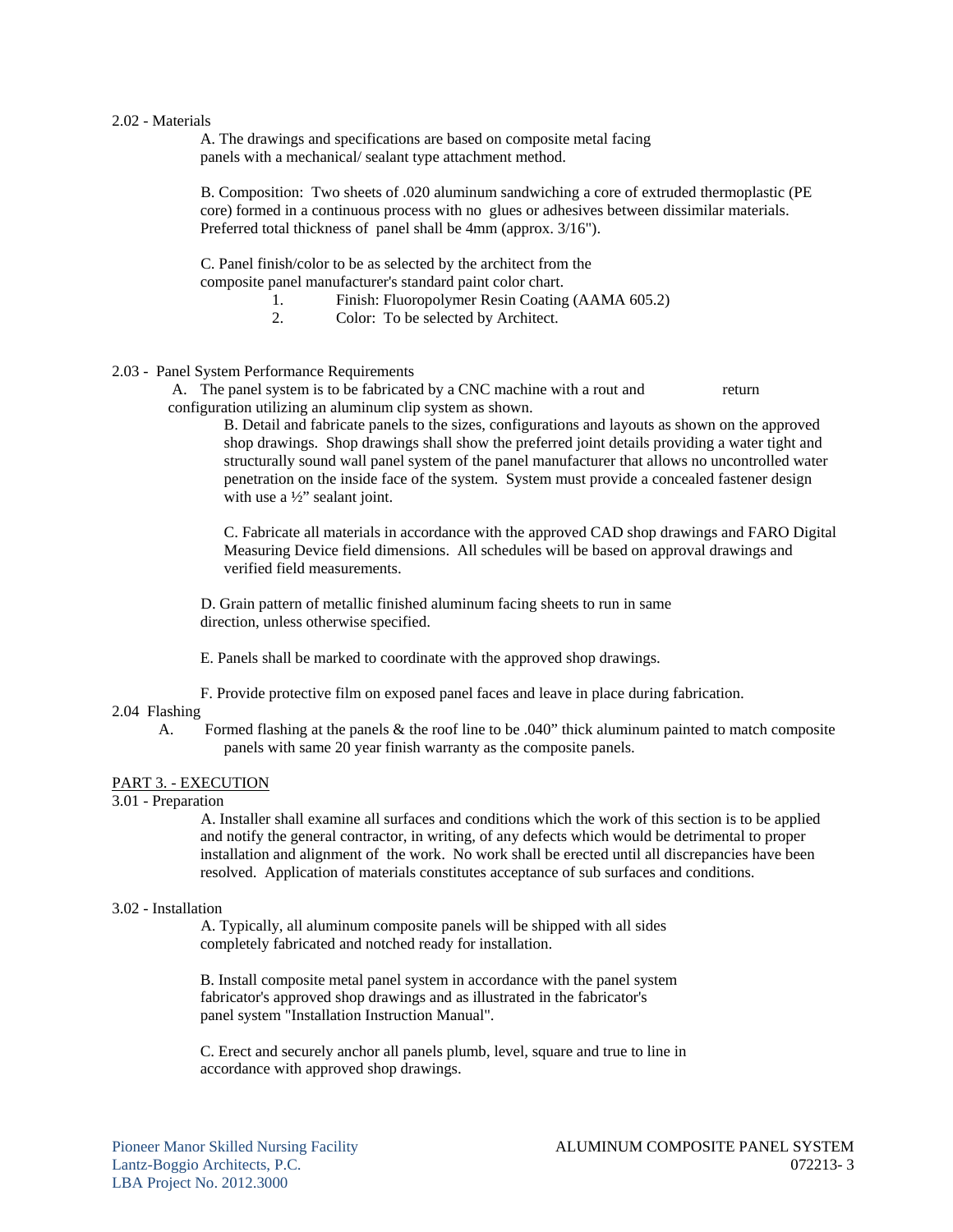2.02 - Materials

A. The drawings and specifications are based on composite metal facing panels with a mechanical/ sealant type attachment method.

B. Composition: Two sheets of .020 aluminum sandwiching a core of extruded thermoplastic (PE core) formed in a continuous process with no glues or adhesives between dissimilar materials. Preferred total thickness of panel shall be 4mm (approx. 3/16").

C. Panel finish/color to be as selected by the architect from the composite panel manufacturer's standard paint color chart.

1. Finish: Fluoropolymer Resin Coating (AAMA 605.2)
2. Color: To be selected by Architect.

2.03 - Panel System Performance Requirements

A. The panel system is to be fabricated by a CNC machine with a rout and return configuration utilizing an aluminum clip system as shown.

B. Detail and fabricate panels to the sizes, configurations and layouts as shown on the approved shop drawings. Shop drawings shall show the preferred joint details providing a water tight and structurally sound wall panel system of the panel manufacturer that allows no uncontrolled water penetration on the inside face of the system. System must provide a concealed fastener design with use a ½" sealant joint.

C. Fabricate all materials in accordance with the approved CAD shop drawings and FARO Digital Measuring Device field dimensions. All schedules will be based on approval drawings and verified field measurements.

D. Grain pattern of metallic finished aluminum facing sheets to run in same direction, unless otherwise specified.

E. Panels shall be marked to coordinate with the approved shop drawings.

F. Provide protective film on exposed panel faces and leave in place during fabrication.

2.04 Flashing

A. Formed flashing at the panels & the roof line to be .040" thick aluminum painted to match composite panels with same 20 year finish warranty as the composite panels.

PART 3. - EXECUTION

3.01 - Preparation

A. Installer shall examine all surfaces and conditions which the work of this section is to be applied and notify the general contractor, in writing, of any defects which would be detrimental to proper installation and alignment of the work. No work shall be erected until all discrepancies have been resolved. Application of materials constitutes acceptance of sub surfaces and conditions.

3.02 - Installation

A. Typically, all aluminum composite panels will be shipped with all sides completely fabricated and notched ready for installation.

B. Install composite metal panel system in accordance with the panel system fabricator's approved shop drawings and as illustrated in the fabricator's panel system "Installation Instruction Manual".

C. Erect and securely anchor all panels plumb, level, square and true to line in accordance with approved shop drawings.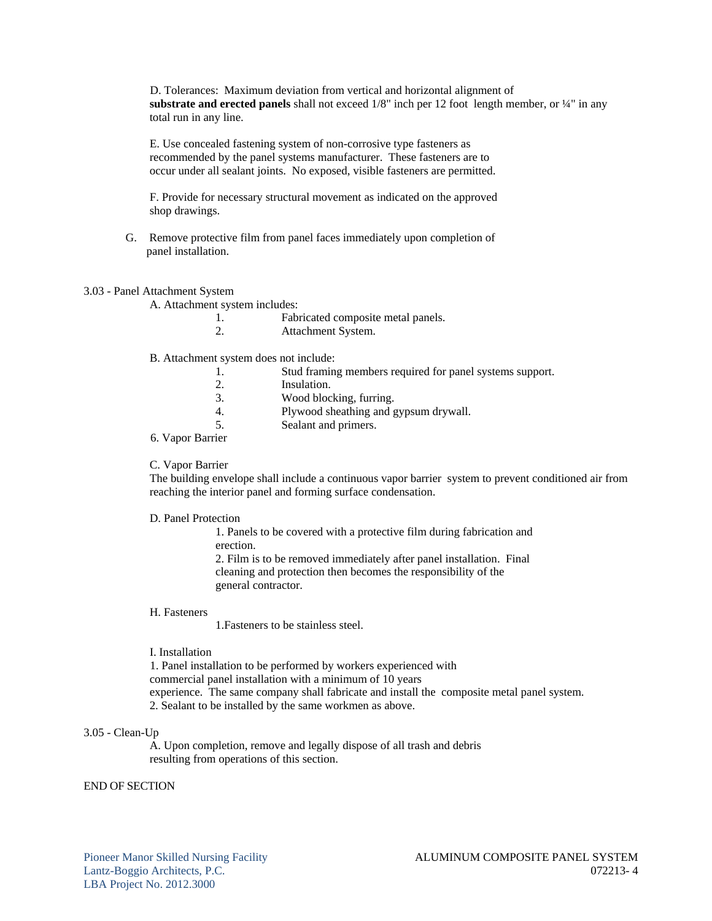D. Tolerances: Maximum deviation from vertical and horizontal alignment of **substrate and erected panels** shall not exceed 1/8" inch per 12 foot length member, or ¼" in any total run in any line.

E. Use concealed fastening system of non-corrosive type fasteners as recommended by the panel systems manufacturer. These fasteners are to occur under all sealant joints. No exposed, visible fasteners are permitted.

F. Provide for necessary structural movement as indicated on the approved shop drawings.

G. Remove protective film from panel faces immediately upon completion of panel installation.

3.03 - Panel Attachment System

A. Attachment system includes:

1. Fabricated composite metal panels.
2. Attachment System.

B. Attachment system does not include:

1. Stud framing members required for panel systems support.
2. Insulation.
3. Wood blocking, furring.
4. Plywood sheathing and gypsum drywall.
5. Sealant and primers.
6. Vapor Barrier

C. Vapor Barrier

The building envelope shall include a continuous vapor barrier system to prevent conditioned air from reaching the interior panel and forming surface condensation.

D. Panel Protection

1. Panels to be covered with a protective film during fabrication and erection.
2. Film is to be removed immediately after panel installation. Final cleaning and protection then becomes the responsibility of the general contractor.

H. Fasteners

1.Fasteners to be stainless steel.

I. Installation

1. Panel installation to be performed by workers experienced with commercial panel installation with a minimum of 10 years experience. The same company shall fabricate and install the composite metal panel system.
2. Sealant to be installed by the same workmen as above.

3.05 - Clean-Up

A. Upon completion, remove and legally dispose of all trash and debris resulting from operations of this section.

END OF SECTION